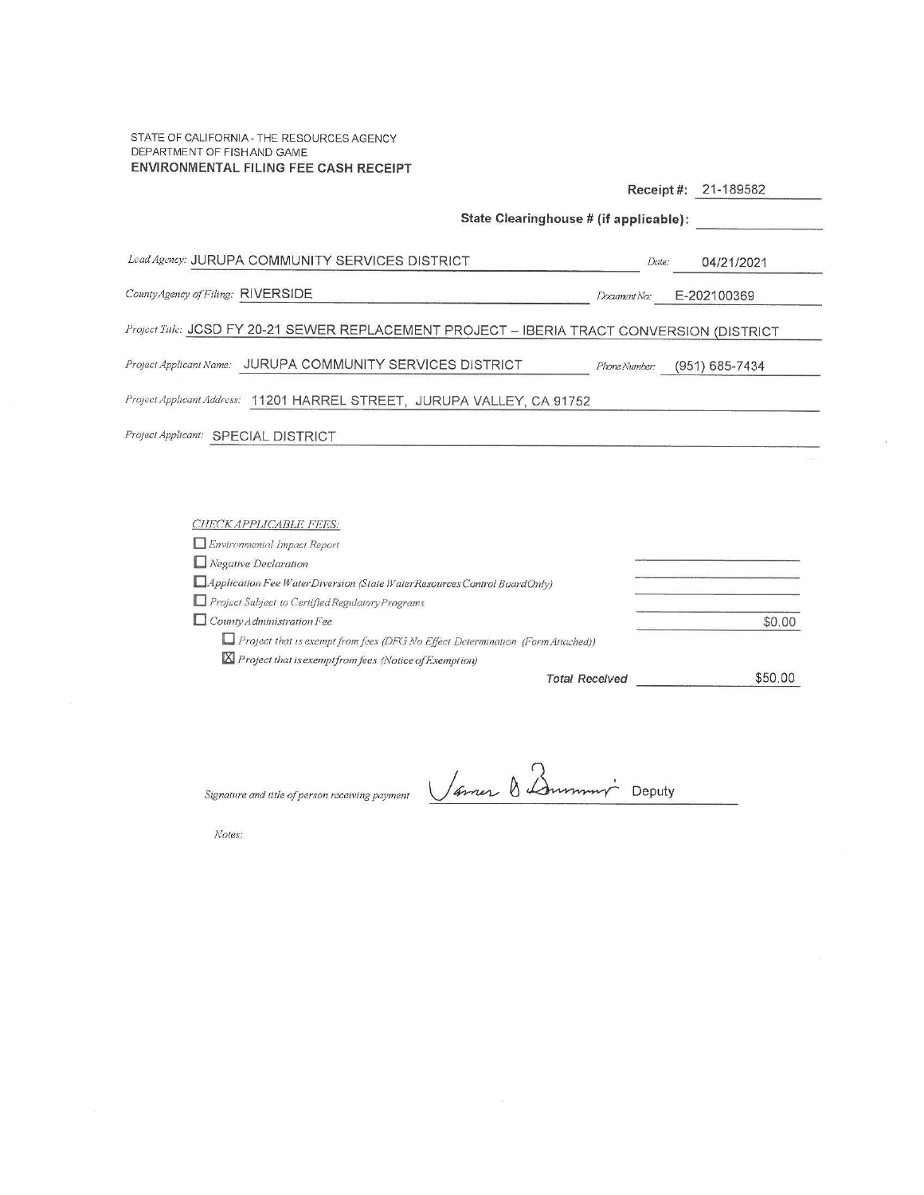STATE OF CALIFORNIA - THE RESOURCES AGENCY
DEPARTMENT OF FISH AND GAME
**ENVIRONMENTAL FILING FEE CASH RECEIPT**

**Receipt #:** 21-189582

**State Clearinghouse # (if applicable):**

*Lead Agency:* JURUPA COMMUNITY SERVICES DISTRICT | *Date:* 04/21/2021

*County Agency of Filing:* RIVERSIDE | *Document No:* E-202100369

*Project Title:* JCSD FY 20-21 SEWER REPLACEMENT PROJECT – IBERIA TRACT CONVERSION (DISTRICT

*Project Applicant Name:* JURUPA COMMUNITY SERVICES DISTRICT | *Phone Number:* (951) 685-7434

*Project Applicant Address:* 11201 HARREL STREET, JURUPA VALLEY, CA 91752

*Project Applicant:* SPECIAL DISTRICT

*CHECK APPLICABLE FEES:*

- ☐ *Environmental Impact Report*
- ☐ *Negative Declaration*
- ☐ *Application Fee Water Diversion (State Water Resources Control Board Only)*
- ☐ *Project Subject to Certified Regulatory Programs*
- ☐ *County Administration Fee* — $0.00
  - ☐ *Project that is exempt from fees (DFG No Effect Determination (Form Attached))*
  - ☒ *Project that is exempt from fees (Notice of Exemption)*

*Total Received* $50.00

*Signature and title of person receiving payment* [signature] Deputy

*Notes:*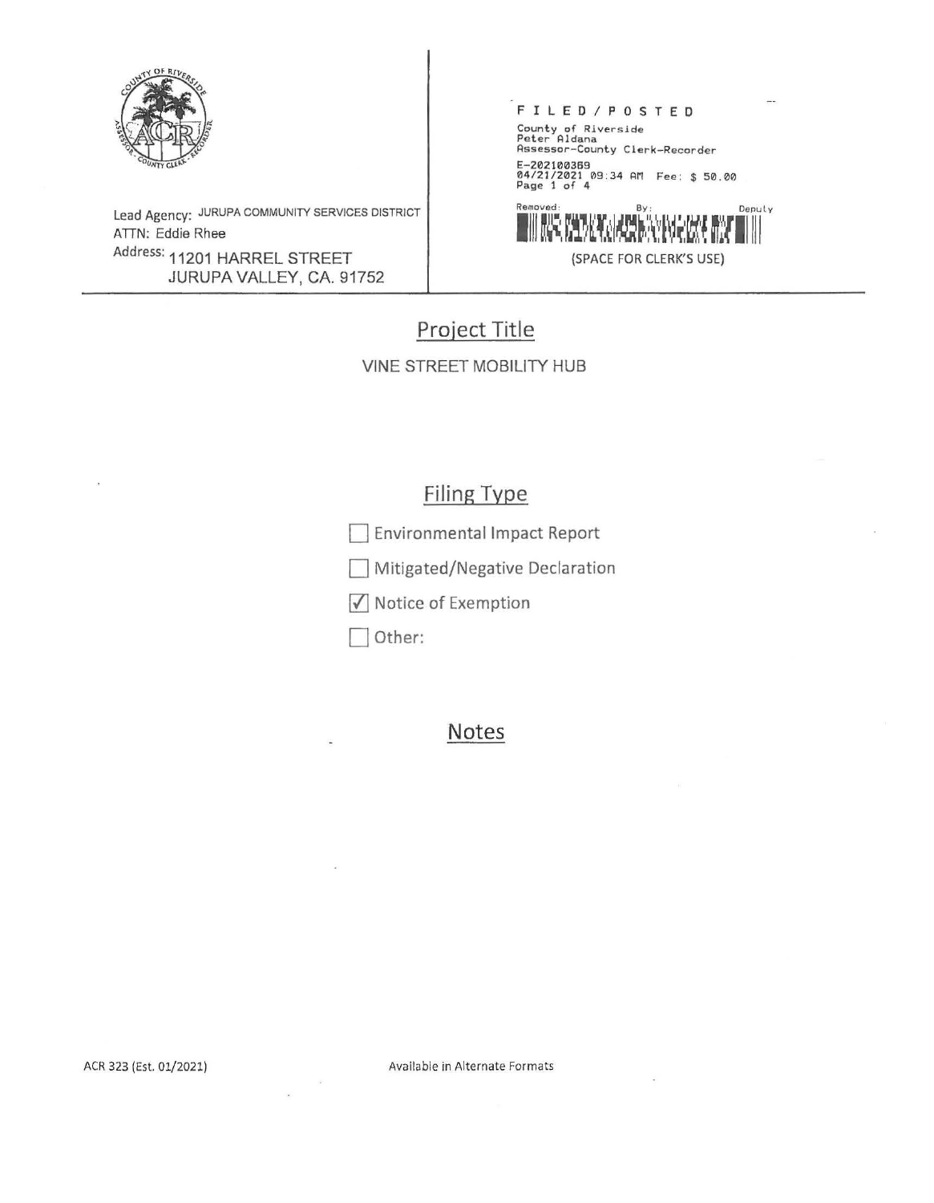Lead Agency: JURUPA COMMUNITY SERVICES DISTRICT
ATTN: Eddie Rhee
Address: 11201 HARREL STREET
JURUPA VALLEY, CA. 91752

FILED/POSTED
County of Riverside
Peter Aldana
Assessor-County Clerk-Recorder
E-202100369
04/21/2021 09:34 AM Fee: $ 50.00
Page 1 of 4

Removed: By: Deputy

(SPACE FOR CLERK'S USE)

## Project Title

VINE STREET MOBILITY HUB

## Filing Type

- [ ] Environmental Impact Report
- [ ] Mitigated/Negative Declaration
- [x] Notice of Exemption
- [ ] Other:

## Notes

ACR 323 (Est. 01/2021)

Available in Alternate Formats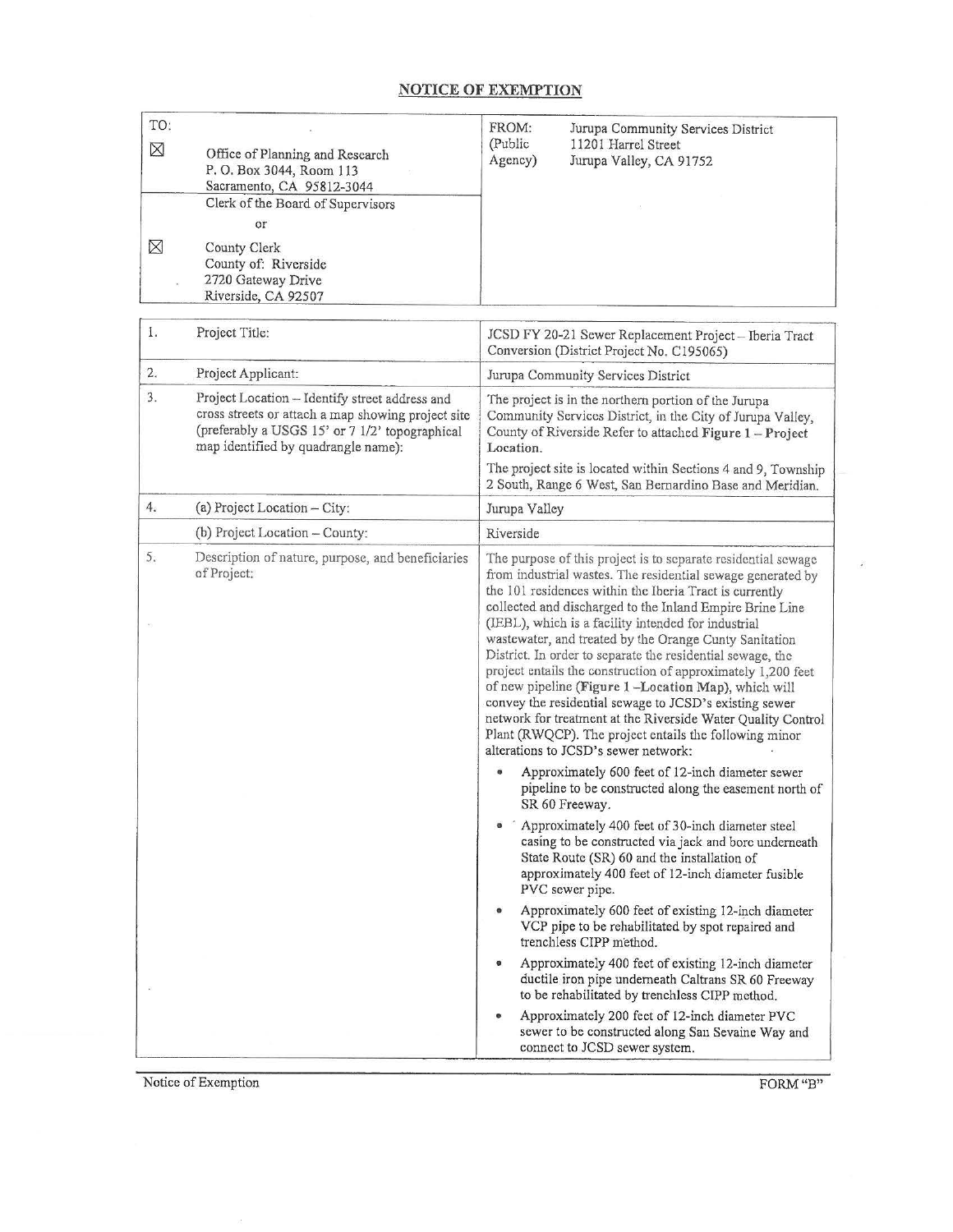## NOTICE OF EXEMPTION

| TO: | FROM: (Public Agency) Jurupa Community Services District<br>11201 Harrel Street<br>Jurupa Valley, CA 91752 |
|---|---|
| ☒ Office of Planning and Research<br>P. O. Box 3044, Room 113<br>Sacramento, CA 95812-3044 | |
| Clerk of the Board of Supervisors<br>or<br>☒ County Clerk<br>County of: Riverside<br>2720 Gateway Drive<br>Riverside, CA 92507 | |

| | | |
|---|---|---|
| 1. | Project Title: | JCSD FY 20-21 Sewer Replacement Project – Iberia Tract Conversion (District Project No. C195065) |
| 2. | Project Applicant: | Jurupa Community Services District |
| 3. | Project Location – Identify street address and cross streets or attach a map showing project site (preferably a USGS 15' or 7 1/2' topographical map identified by quadrangle name): | The project is in the northern portion of the Jurupa Community Services District, in the City of Jurupa Valley, County of Riverside Refer to attached **Figure 1 – Project Location**.<br><br>The project site is located within Sections 4 and 9, Township 2 South, Range 6 West, San Bernardino Base and Meridian. |
| 4. | (a) Project Location – City: | Jurupa Valley |
| | (b) Project Location – County: | Riverside |
| 5. | Description of nature, purpose, and beneficiaries of Project: | The purpose of this project is to separate residential sewage from industrial wastes. The residential sewage generated by the 101 residences within the Iberia Tract is currently collected and discharged to the Inland Empire Brine Line (IEBL), which is a facility intended for industrial wastewater, and treated by the Orange Cunty Sanitation District. In order to separate the residential sewage, the project entails the construction of approximately 1,200 feet of new pipeline (**Figure 1 –Location Map**), which will convey the residential sewage to JCSD's existing sewer network for treatment at the Riverside Water Quality Control Plant (RWQCP). The project entails the following minor alterations to JCSD's sewer network:<br><br>• Approximately 600 feet of 12-inch diameter sewer pipeline to be constructed along the easement north of SR 60 Freeway.<br>• Approximately 400 feet of 30-inch diameter steel casing to be constructed via jack and bore underneath State Route (SR) 60 and the installation of approximately 400 feet of 12-inch diameter fusible PVC sewer pipe.<br>• Approximately 600 feet of existing 12-inch diameter VCP pipe to be rehabilitated by spot repaired and trenchless CIPP method.<br>• Approximately 400 feet of existing 12-inch diameter ductile iron pipe underneath Caltrans SR 60 Freeway to be rehabilitated by trenchless CIPP method.<br>• Approximately 200 feet of 12-inch diameter PVC sewer to be constructed along San Sevaine Way and connect to JCSD sewer system. |

Notice of Exemption FORM "B"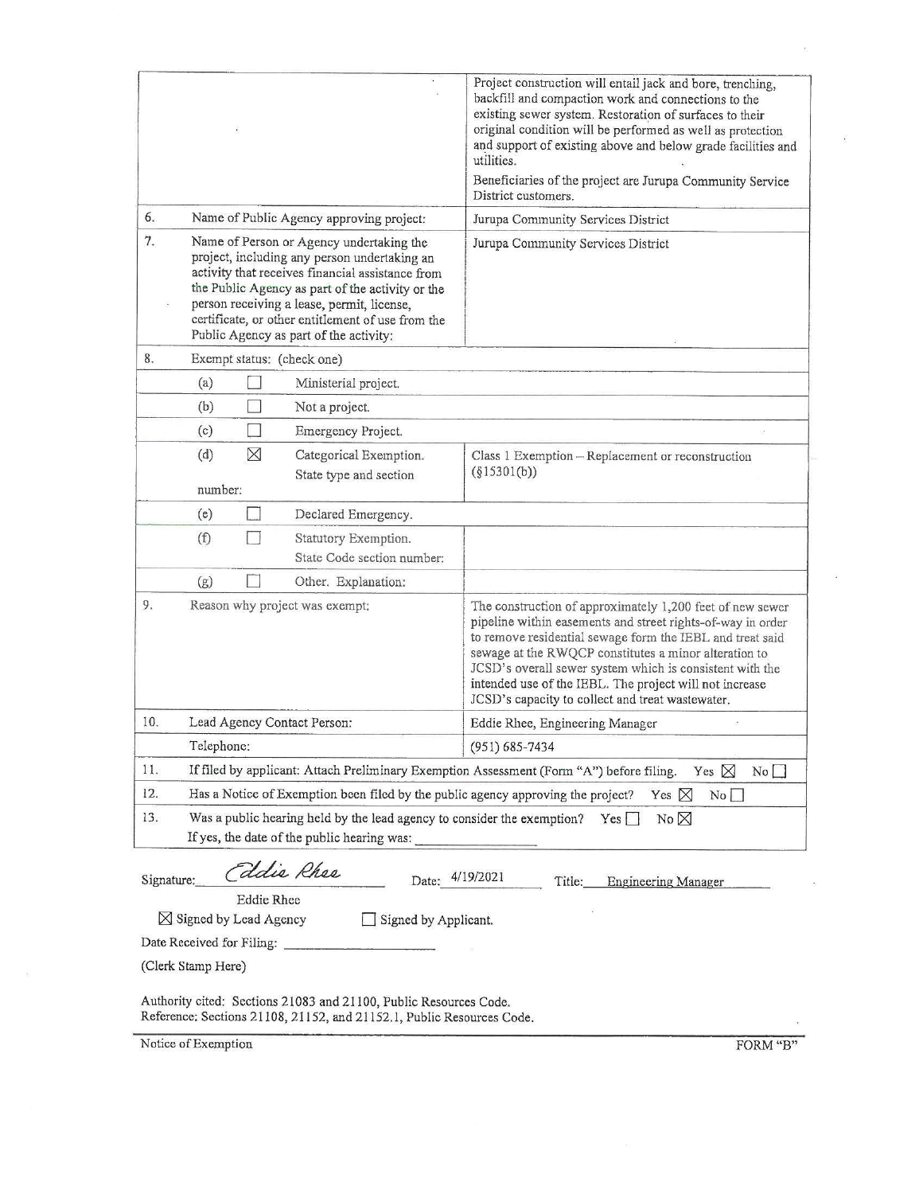| | | |
|---|---|---|
| | | Project construction will entail jack and bore, trenching, backfill and compaction work and connections to the existing sewer system. Restoration of surfaces to their original condition will be performed as well as protection and support of existing above and below grade facilities and utilities.<br><br>Beneficiaries of the project are Jurupa Community Service District customers. |
| 6. | Name of Public Agency approving project: | Jurupa Community Services District |
| 7. | Name of Person or Agency undertaking the project, including any person undertaking an activity that receives financial assistance from the Public Agency as part of the activity or the person receiving a lease, permit, license, certificate, or other entitlement of use from the Public Agency as part of the activity: | Jurupa Community Services District |
| 8. | Exempt status: (check one) | |
| | (a) ☐ Ministerial project. | |
| | (b) ☐ Not a project. | |
| | (c) ☐ Emergency Project. | |
| | (d) ☒ Categorical Exemption. State type and section number: | Class 1 Exemption – Replacement or reconstruction (§15301(b)) |
| | (e) ☐ Declared Emergency. | |
| | (f) ☐ Statutory Exemption. State Code section number: | |
| | (g) ☐ Other. Explanation: | |
| 9. | Reason why project was exempt: | The construction of approximately 1,200 feet of new sewer pipeline within easements and street rights-of-way in order to remove residential sewage form the IEBL and treat said sewage at the RWQCP constitutes a minor alteration to JCSD's overall sewer system which is consistent with the intended use of the IEBL. The project will not increase JCSD's capacity to collect and treat wastewater. |
| 10. | Lead Agency Contact Person: | Eddie Rhee, Engineering Manager |
| | Telephone: | (951) 685-7434 |
| 11. | If filed by applicant: Attach Preliminary Exemption Assessment (Form "A") before filing. Yes ☒ No ☐ | |
| 12. | Has a Notice of Exemption been filed by the public agency approving the project? Yes ☒ No ☐ | |
| 13. | Was a public hearing held by the lead agency to consider the exemption? Yes ☐ No ☒<br>If yes, the date of the public hearing was: ______________ | |

Signature: *Eddie Rhee* Date: 4/19/2021 Title: Engineering Manager

Eddie Rhee

☒ Signed by Lead Agency ☐ Signed by Applicant.

Date Received for Filing: ____________________

(Clerk Stamp Here)

Authority cited: Sections 21083 and 21100, Public Resources Code.
Reference: Sections 21108, 21152, and 21152.1, Public Resources Code.

Notice of Exemption FORM "B"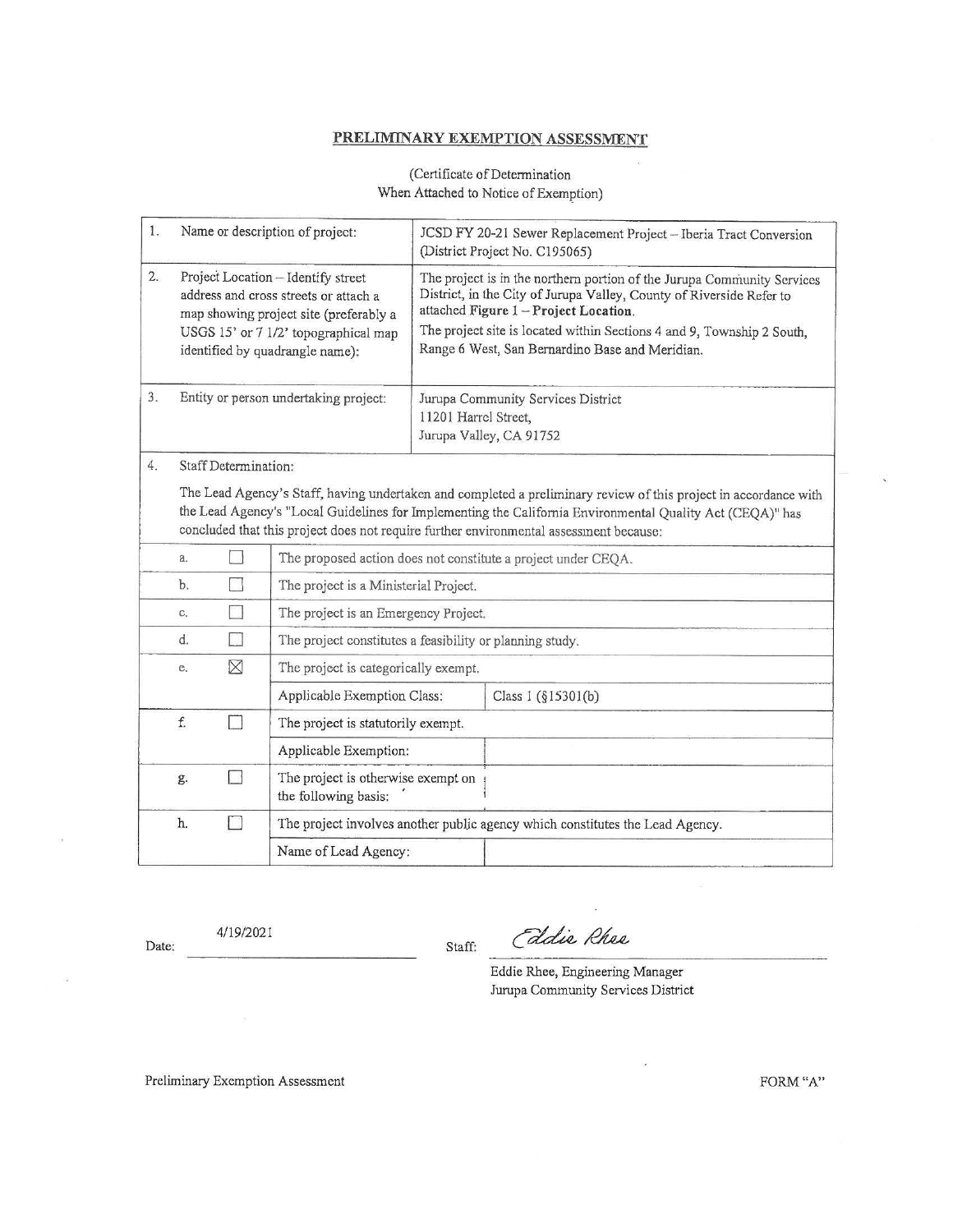# PRELIMINARY EXEMPTION ASSESSMENT

(Certificate of Determination
When Attached to Notice of Exemption)

| | |
|---|---|
| 1. Name or description of project: | JCSD FY 20-21 Sewer Replacement Project – Iberia Tract Conversion (District Project No. C195065) |
| 2. Project Location – Identify street address and cross streets or attach a map showing project site (preferably a USGS 15' or 7 1/2' topographical map identified by quadrangle name): | The project is in the northern portion of the Jurupa Community Services District, in the City of Jurupa Valley, County of Riverside Refer to attached **Figure 1 – Project Location**.<br>The project site is located within Sections 4 and 9, Township 2 South, Range 6 West, San Bernardino Base and Meridian. |
| 3. Entity or person undertaking project: | Jurupa Community Services District<br>11201 Harrel Street,<br>Jurupa Valley, CA 91752 |

4. Staff Determination:

The Lead Agency's Staff, having undertaken and completed a preliminary review of this project in accordance with the Lead Agency's "Local Guidelines for Implementing the California Environmental Quality Act (CEQA)" has concluded that this project does not require further environmental assessment because:

| | | | |
|---|---|---|---|
| a. | ☐ | The proposed action does not constitute a project under CEQA. | |
| b. | ☐ | The project is a Ministerial Project. | |
| c. | ☐ | The project is an Emergency Project. | |
| d. | ☐ | The project constitutes a feasibility or planning study. | |
| e. | ☒ | The project is categorically exempt. | |
| | | Applicable Exemption Class: | Class 1 (§15301(b) |
| f. | ☐ | The project is statutorily exempt. | |
| | | Applicable Exemption: | |
| g. | ☐ | The project is otherwise exempt on the following basis: | |
| h. | ☐ | The project involves another public agency which constitutes the Lead Agency. | |
| | | Name of Lead Agency: | |

Date: 4/19/2021

Staff: *Eddie Rhee*

Eddie Rhee, Engineering Manager
Jurupa Community Services District

Preliminary Exemption Assessment

FORM "A"